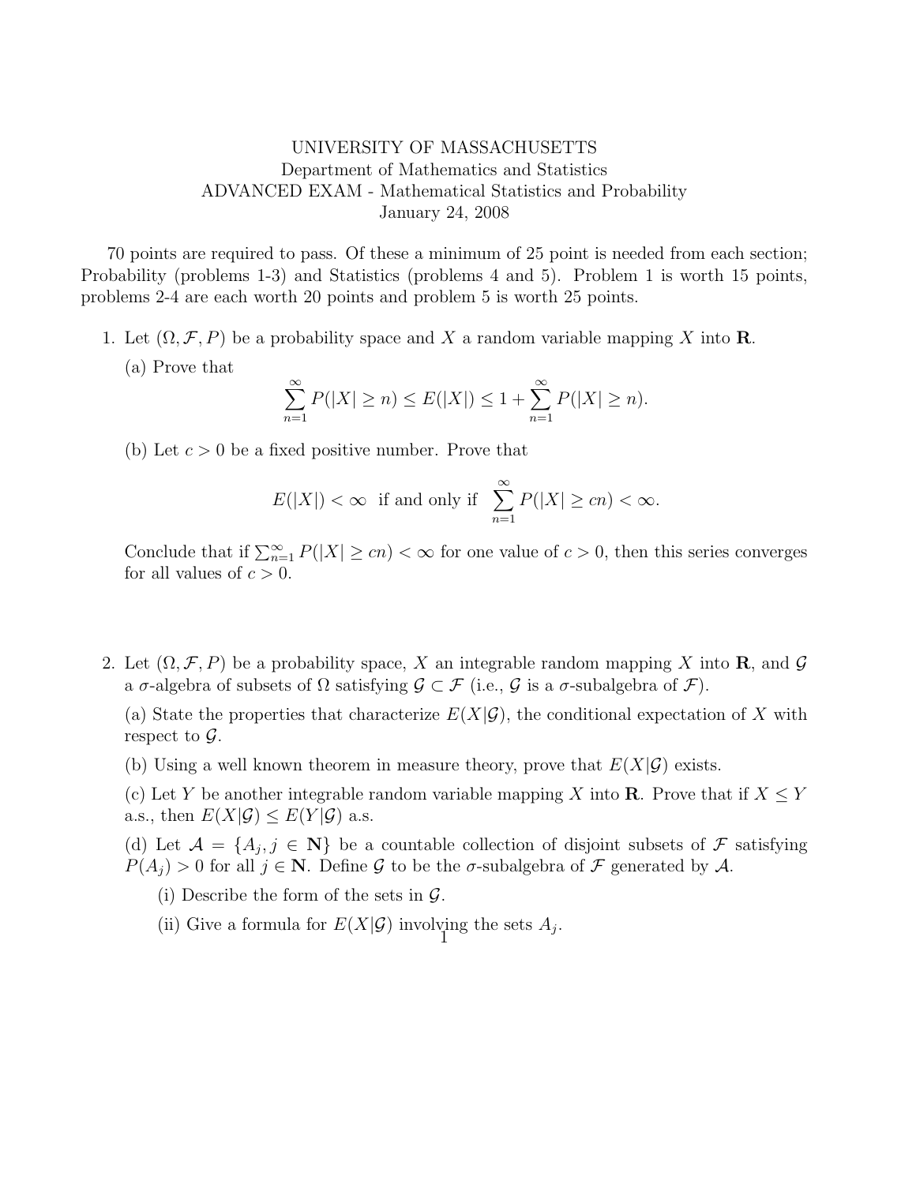UNIVERSITY OF MASSACHUSETTS
Department of Mathematics and Statistics
ADVANCED EXAM - Mathematical Statistics and Probability
January 24, 2008

70 points are required to pass. Of these a minimum of 25 point is needed from each section; Probability (problems 1-3) and Statistics (problems 4 and 5). Problem 1 is worth 15 points, problems 2-4 are each worth 20 points and problem 5 is worth 25 points.

1. Let $(\Omega, \mathcal{F}, P)$ be a probability space and $X$ a random variable mapping $X$ into $\mathbf{R}$.

   (a) Prove that
$$\sum_{n=1}^{\infty} P(|X| \geq n) \leq E(|X|) \leq 1 + \sum_{n=1}^{\infty} P(|X| \geq n).$$

   (b) Let $c > 0$ be a fixed positive number. Prove that
$$E(|X|) < \infty \text{ if and only if } \sum_{n=1}^{\infty} P(|X| \geq cn) < \infty.$$

   Conclude that if $\sum_{n=1}^{\infty} P(|X| \geq cn) < \infty$ for one value of $c > 0$, then this series converges for all values of $c > 0$.

2. Let $(\Omega, \mathcal{F}, P)$ be a probability space, $X$ an integrable random mapping $X$ into $\mathbf{R}$, and $\mathcal{G}$ a $\sigma$-algebra of subsets of $\Omega$ satisfying $\mathcal{G} \subset \mathcal{F}$ (i.e., $\mathcal{G}$ is a $\sigma$-subalgebra of $\mathcal{F}$).

   (a) State the properties that characterize $E(X|\mathcal{G})$, the conditional expectation of $X$ with respect to $\mathcal{G}$.

   (b) Using a well known theorem in measure theory, prove that $E(X|\mathcal{G})$ exists.

   (c) Let $Y$ be another integrable random variable mapping $X$ into $\mathbf{R}$. Prove that if $X \leq Y$ a.s., then $E(X|\mathcal{G}) \leq E(Y|\mathcal{G})$ a.s.

   (d) Let $\mathcal{A} = \{A_j, j \in \mathbf{N}\}$ be a countable collection of disjoint subsets of $\mathcal{F}$ satisfying $P(A_j) > 0$ for all $j \in \mathbf{N}$. Define $\mathcal{G}$ to be the $\sigma$-subalgebra of $\mathcal{F}$ generated by $\mathcal{A}$.

      (i) Describe the form of the sets in $\mathcal{G}$.

      (ii) Give a formula for $E(X|\mathcal{G})$ involving the sets $A_j$.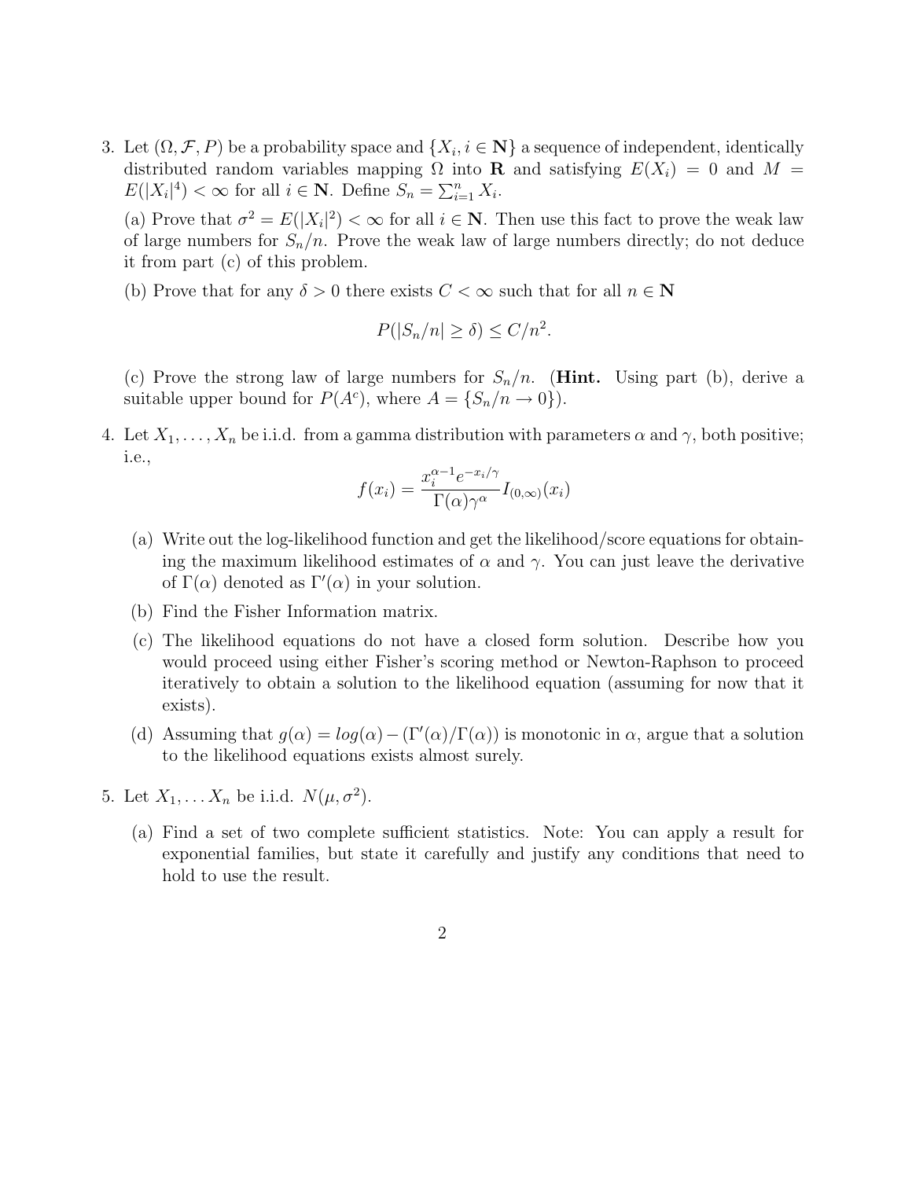3. Let $(\Omega, \mathcal{F}, P)$ be a probability space and $\{X_i, i \in \mathbf{N}\}$ a sequence of independent, identically distributed random variables mapping $\Omega$ into $\mathbf{R}$ and satisfying $E(X_i) = 0$ and $M = E(|X_i|^4) < \infty$ for all $i \in \mathbf{N}$. Define $S_n = \sum_{i=1}^n X_i$.

   (a) Prove that $\sigma^2 = E(|X_i|^2) < \infty$ for all $i \in \mathbf{N}$. Then use this fact to prove the weak law of large numbers for $S_n/n$. Prove the weak law of large numbers directly; do not deduce it from part (c) of this problem.

   (b) Prove that for any $\delta > 0$ there exists $C < \infty$ such that for all $n \in \mathbf{N}$

   $$P(|S_n/n| \geq \delta) \leq C/n^2.$$

   (c) Prove the strong law of large numbers for $S_n/n$. (**Hint.** Using part (b), derive a suitable upper bound for $P(A^c)$, where $A = \{S_n/n \to 0\}$).

4. Let $X_1, \ldots, X_n$ be i.i.d. from a gamma distribution with parameters $\alpha$ and $\gamma$, both positive; i.e.,

   $$f(x_i) = \frac{x_i^{\alpha-1} e^{-x_i/\gamma}}{\Gamma(\alpha)\gamma^\alpha} I_{(0,\infty)}(x_i)$$

   (a) Write out the log-likelihood function and get the likelihood/score equations for obtaining the maximum likelihood estimates of $\alpha$ and $\gamma$. You can just leave the derivative of $\Gamma(\alpha)$ denoted as $\Gamma'(\alpha)$ in your solution.

   (b) Find the Fisher Information matrix.

   (c) The likelihood equations do not have a closed form solution. Describe how you would proceed using either Fisher's scoring method or Newton-Raphson to proceed iteratively to obtain a solution to the likelihood equation (assuming for now that it exists).

   (d) Assuming that $g(\alpha) = log(\alpha) - (\Gamma'(\alpha)/\Gamma(\alpha))$ is monotonic in $\alpha$, argue that a solution to the likelihood equations exists almost surely.

5. Let $X_1, \ldots X_n$ be i.i.d. $N(\mu, \sigma^2)$.

   (a) Find a set of two complete sufficient statistics. Note: You can apply a result for exponential families, but state it carefully and justify any conditions that need to hold to use the result.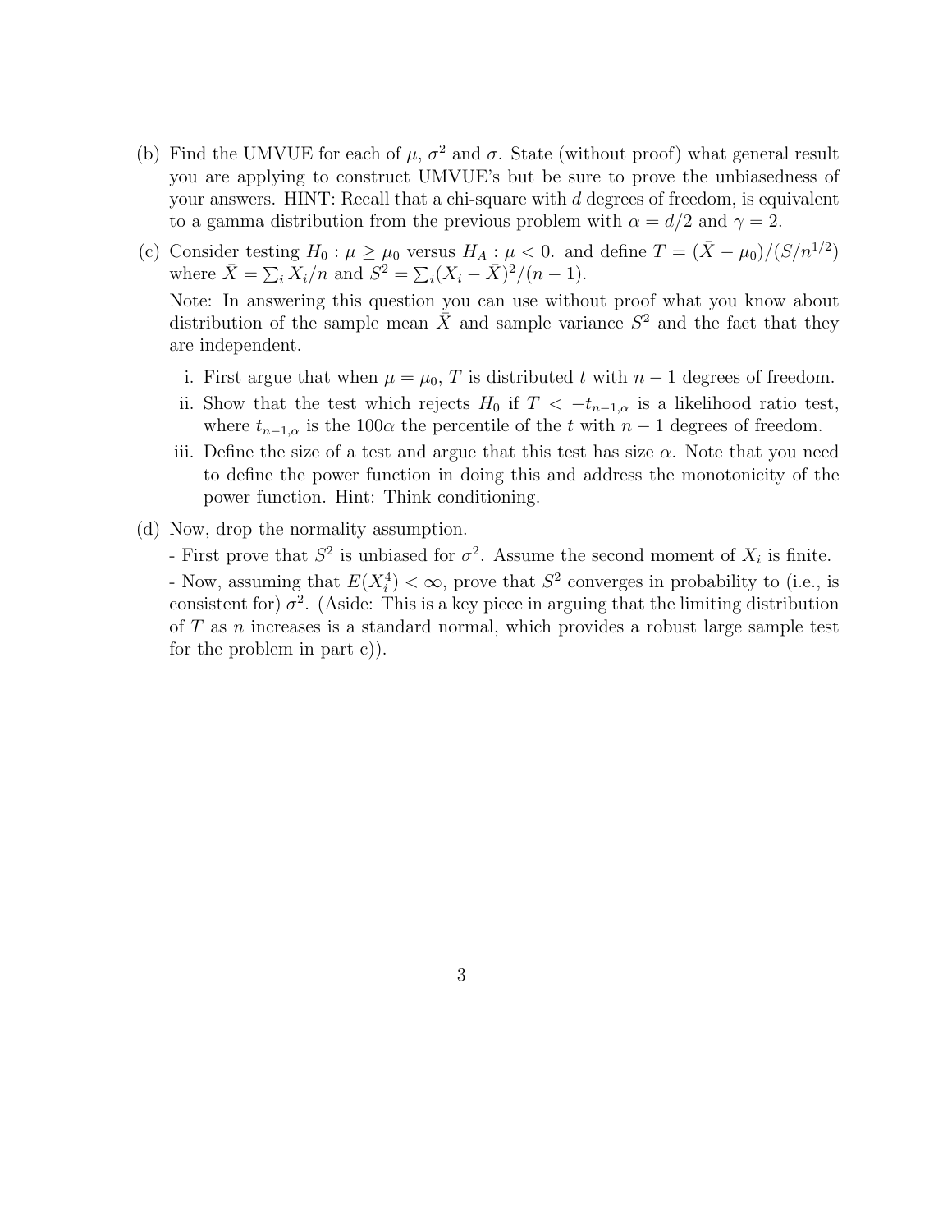(b) Find the UMVUE for each of $\mu$, $\sigma^2$ and $\sigma$. State (without proof) what general result you are applying to construct UMVUE's but be sure to prove the unbiasedness of your answers. HINT: Recall that a chi-square with $d$ degrees of freedom, is equivalent to a gamma distribution from the previous problem with $\alpha = d/2$ and $\gamma = 2$.

(c) Consider testing $H_0 : \mu \geq \mu_0$ versus $H_A : \mu < 0$. and define $T = (\bar{X} - \mu_0)/(S/n^{1/2})$ where $\bar{X} = \sum_i X_i/n$ and $S^2 = \sum_i (X_i - \bar{X})^2/(n-1)$.

Note: In answering this question you can use without proof what you know about distribution of the sample mean $\bar{X}$ and sample variance $S^2$ and the fact that they are independent.

i. First argue that when $\mu = \mu_0$, $T$ is distributed $t$ with $n-1$ degrees of freedom.

ii. Show that the test which rejects $H_0$ if $T < -t_{n-1,\alpha}$ is a likelihood ratio test, where $t_{n-1,\alpha}$ is the $100\alpha$ the percentile of the $t$ with $n-1$ degrees of freedom.

iii. Define the size of a test and argue that this test has size $\alpha$. Note that you need to define the power function in doing this and address the monotonicity of the power function. Hint: Think conditioning.

(d) Now, drop the normality assumption.

- First prove that $S^2$ is unbiased for $\sigma^2$. Assume the second moment of $X_i$ is finite.

- Now, assuming that $E(X_i^4) < \infty$, prove that $S^2$ converges in probability to (i.e., is consistent for) $\sigma^2$. (Aside: This is a key piece in arguing that the limiting distribution of $T$ as $n$ increases is a standard normal, which provides a robust large sample test for the problem in part c)).